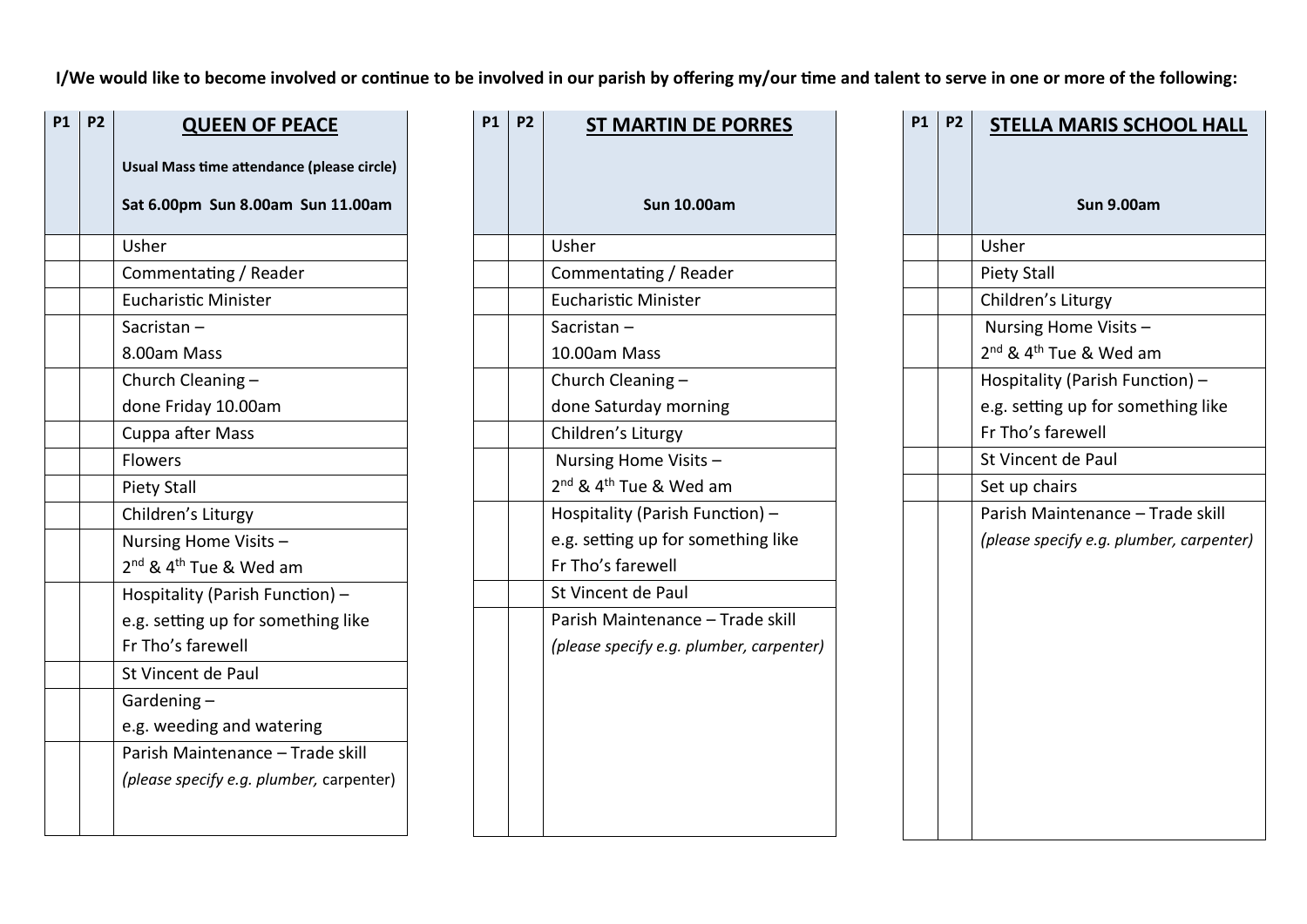**I/We would like to become involved or continue to be involved in our parish by offering my/our time and talent to serve in one or more of the following:**

| P1 | P2 | QUEEN OF PEACE<br>Usual Mass time attendance (please circle)<br>Sat 6.00pm Sun 8.00am Sun 11.00am |
|---|---|---|
| | | Usher |
| | | Commentating / Reader |
| | | Eucharistic Minister |
| | | Sacristan – 8.00am Mass |
| | | Church Cleaning – done Friday 10.00am |
| | | Cuppa after Mass |
| | | Flowers |
| | | Piety Stall |
| | | Children's Liturgy |
| | | Nursing Home Visits – 2nd & 4th Tue & Wed am |
| | | Hospitality (Parish Function) – e.g. setting up for something like Fr Tho's farewell |
| | | St Vincent de Paul |
| | | Gardening – e.g. weeding and watering |
| | | Parish Maintenance – Trade skill *(please specify e.g. plumber,* carpenter) |

| P1 | P2 | ST MARTIN DE PORRES<br>Sun 10.00am |
|---|---|---|
| | | Usher |
| | | Commentating / Reader |
| | | Eucharistic Minister |
| | | Sacristan – 10.00am Mass |
| | | Church Cleaning – done Saturday morning |
| | | Children's Liturgy |
| | | Nursing Home Visits – 2nd & 4th Tue & Wed am |
| | | Hospitality (Parish Function) – e.g. setting up for something like Fr Tho's farewell |
| | | St Vincent de Paul |
| | | Parish Maintenance – Trade skill *(please specify e.g. plumber, carpenter)* |

| P1 | P2 | STELLA MARIS SCHOOL HALL<br>Sun 9.00am |
|---|---|---|
| | | Usher |
| | | Piety Stall |
| | | Children's Liturgy |
| | | Nursing Home Visits – 2nd & 4th Tue & Wed am |
| | | Hospitality (Parish Function) – e.g. setting up for something like Fr Tho's farewell |
| | | St Vincent de Paul |
| | | Set up chairs |
| | | Parish Maintenance – Trade skill *(please specify e.g. plumber, carpenter)* |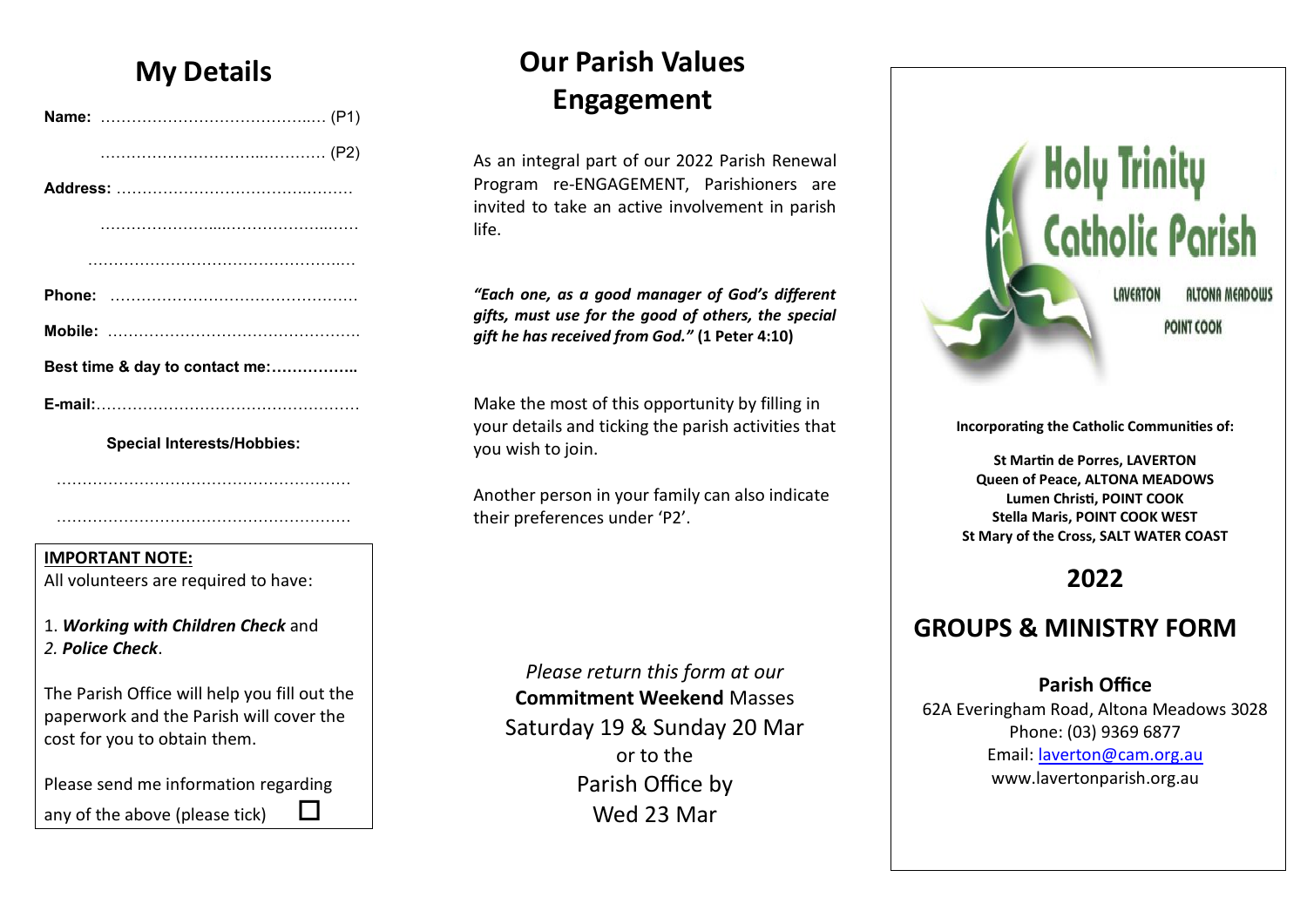# My Details

**Name:** ……………………………………… (P1)

……………………………………… (P2)

**Address:** ………………………………………

………………………………………

………………………………………

**Phone:** ………………………………………

**Mobile:** ………………………………………

**Best time & day to contact me:……………..**

**E-mail:**………………………………………

**Special Interests/Hobbies:**

………………………………………

………………………………………

**IMPORTANT NOTE:**

All volunteers are required to have:

1. ***Working with Children Check*** and
2. ***Police Check***.

The Parish Office will help you fill out the paperwork and the Parish will cover the cost for you to obtain them.

Please send me information regarding any of the above (please tick) ☐

# Our Parish Values Engagement

As an integral part of our 2022 Parish Renewal Program re-ENGAGEMENT, Parishioners are invited to take an active involvement in parish life.

***"Each one, as a good manager of God's different gifts, must use for the good of others, the special gift he has received from God."*** **(1 Peter 4:10)**

Make the most of this opportunity by filling in your details and ticking the parish activities that you wish to join.

Another person in your family can also indicate their preferences under 'P2'.

*Please return this form at our*
**Commitment Weekend** Masses
Saturday 19 & Sunday 20 Mar
or to the
Parish Office by
Wed 23 Mar

Holy Trinity Catholic Parish

LAVERTON ALTONA MEADOWS POINT COOK

**Incorporating the Catholic Communities of:**

**St Martin de Porres, LAVERTON**
**Queen of Peace, ALTONA MEADOWS**
**Lumen Christi, POINT COOK**
**Stella Maris, POINT COOK WEST**
**St Mary of the Cross, SALT WATER COAST**

## 2022

## GROUPS & MINISTRY FORM

**Parish Office**
62A Everingham Road, Altona Meadows 3028
Phone: (03) 9369 6877
Email: laverton@cam.org.au
www.lavertonparish.org.au